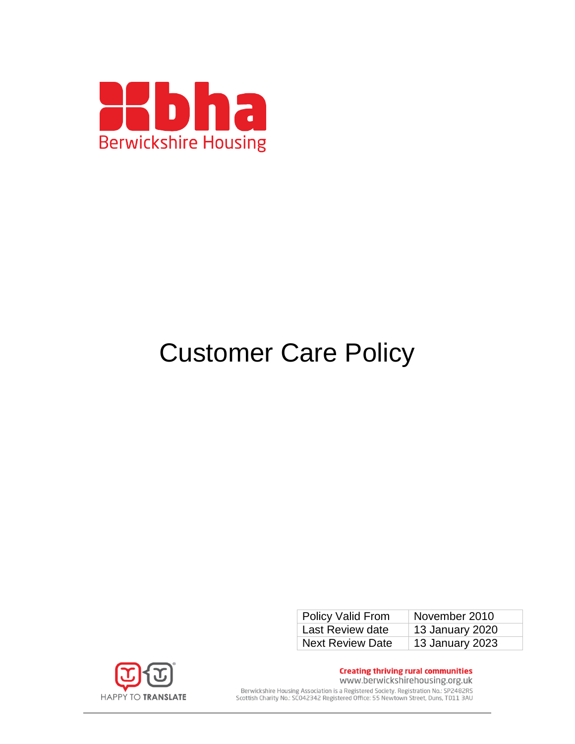Berwickshire Housing

# Customer Care Policy

| Policy Valid From | November 2010 |
|---|---|
| Last Review date | 13 January 2020 |
| Next Review Date | 13 January 2023 |

HAPPY TO TRANSLATE

**Creating thriving rural communities**
www.berwickshirehousing.org.uk
Berwickshire Housing Association is a Registered Society. Registration No.: SP2482RS
Scottish Charity No.: SC042342 Registered Office: 55 Newtown Street, Duns, TD11 3AU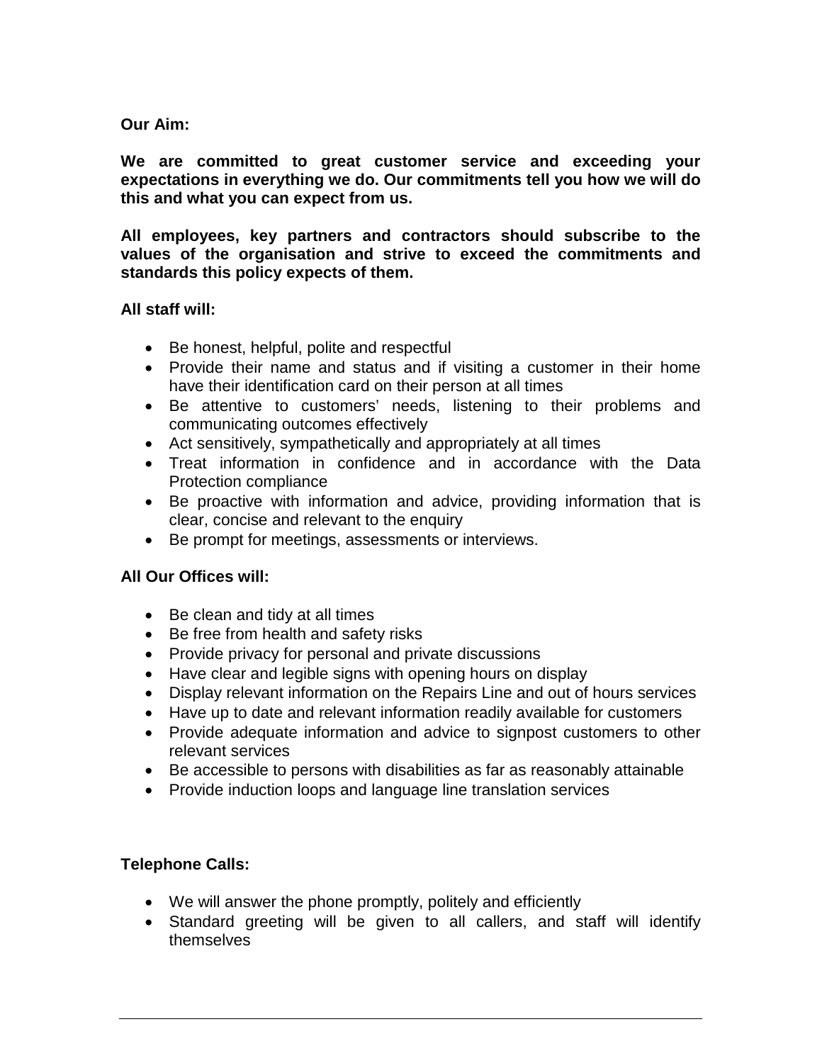**Our Aim:**

**We are committed to great customer service and exceeding your expectations in everything we do. Our commitments tell you how we will do this and what you can expect from us.**

**All employees, key partners and contractors should subscribe to the values of the organisation and strive to exceed the commitments and standards this policy expects of them.**

**All staff will:**

- Be honest, helpful, polite and respectful
- Provide their name and status and if visiting a customer in their home have their identification card on their person at all times
- Be attentive to customers' needs, listening to their problems and communicating outcomes effectively
- Act sensitively, sympathetically and appropriately at all times
- Treat information in confidence and in accordance with the Data Protection compliance
- Be proactive with information and advice, providing information that is clear, concise and relevant to the enquiry
- Be prompt for meetings, assessments or interviews.

**All Our Offices will:**

- Be clean and tidy at all times
- Be free from health and safety risks
- Provide privacy for personal and private discussions
- Have clear and legible signs with opening hours on display
- Display relevant information on the Repairs Line and out of hours services
- Have up to date and relevant information readily available for customers
- Provide adequate information and advice to signpost customers to other relevant services
- Be accessible to persons with disabilities as far as reasonably attainable
- Provide induction loops and language line translation services

**Telephone Calls:**

- We will answer the phone promptly, politely and efficiently
- Standard greeting will be given to all callers, and staff will identify themselves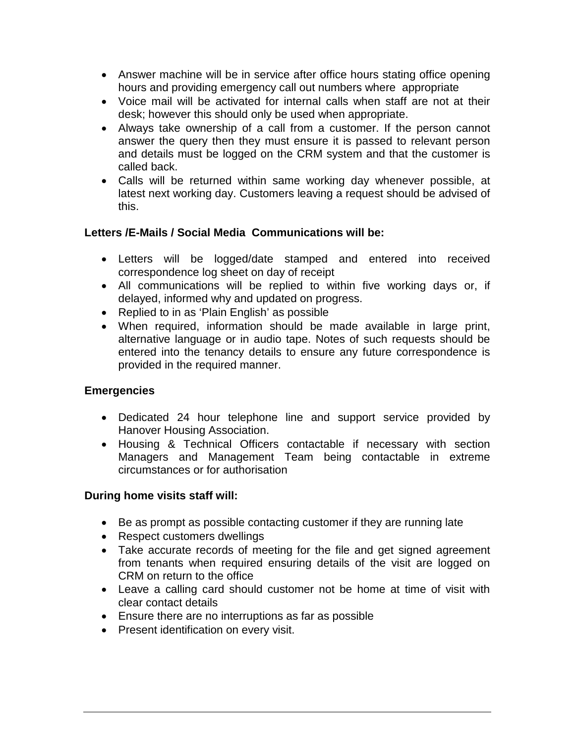- Answer machine will be in service after office hours stating office opening hours and providing emergency call out numbers where appropriate
- Voice mail will be activated for internal calls when staff are not at their desk; however this should only be used when appropriate.
- Always take ownership of a call from a customer. If the person cannot answer the query then they must ensure it is passed to relevant person and details must be logged on the CRM system and that the customer is called back.
- Calls will be returned within same working day whenever possible, at latest next working day. Customers leaving a request should be advised of this.

**Letters /E-Mails / Social Media Communications will be:**

- Letters will be logged/date stamped and entered into received correspondence log sheet on day of receipt
- All communications will be replied to within five working days or, if delayed, informed why and updated on progress.
- Replied to in as 'Plain English' as possible
- When required, information should be made available in large print, alternative language or in audio tape. Notes of such requests should be entered into the tenancy details to ensure any future correspondence is provided in the required manner.

**Emergencies**

- Dedicated 24 hour telephone line and support service provided by Hanover Housing Association.
- Housing & Technical Officers contactable if necessary with section Managers and Management Team being contactable in extreme circumstances or for authorisation

**During home visits staff will:**

- Be as prompt as possible contacting customer if they are running late
- Respect customers dwellings
- Take accurate records of meeting for the file and get signed agreement from tenants when required ensuring details of the visit are logged on CRM on return to the office
- Leave a calling card should customer not be home at time of visit with clear contact details
- Ensure there are no interruptions as far as possible
- Present identification on every visit.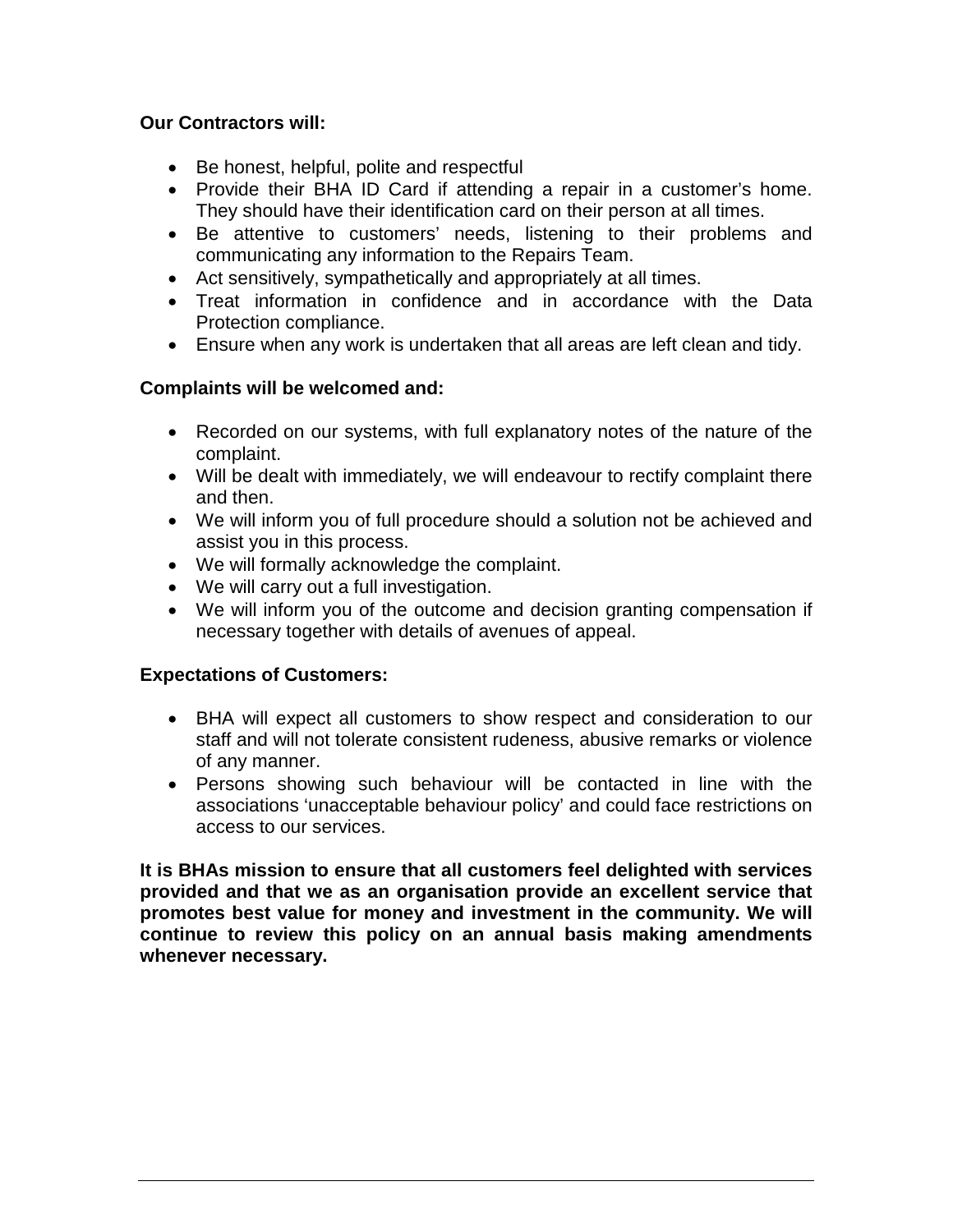**Our Contractors will:**

- Be honest, helpful, polite and respectful
- Provide their BHA ID Card if attending a repair in a customer's home. They should have their identification card on their person at all times.
- Be attentive to customers' needs, listening to their problems and communicating any information to the Repairs Team.
- Act sensitively, sympathetically and appropriately at all times.
- Treat information in confidence and in accordance with the Data Protection compliance.
- Ensure when any work is undertaken that all areas are left clean and tidy.

**Complaints will be welcomed and:**

- Recorded on our systems, with full explanatory notes of the nature of the complaint.
- Will be dealt with immediately, we will endeavour to rectify complaint there and then.
- We will inform you of full procedure should a solution not be achieved and assist you in this process.
- We will formally acknowledge the complaint.
- We will carry out a full investigation.
- We will inform you of the outcome and decision granting compensation if necessary together with details of avenues of appeal.

**Expectations of Customers:**

- BHA will expect all customers to show respect and consideration to our staff and will not tolerate consistent rudeness, abusive remarks or violence of any manner.
- Persons showing such behaviour will be contacted in line with the associations 'unacceptable behaviour policy' and could face restrictions on access to our services.

**It is BHAs mission to ensure that all customers feel delighted with services provided and that we as an organisation provide an excellent service that promotes best value for money and investment in the community. We will continue to review this policy on an annual basis making amendments whenever necessary.**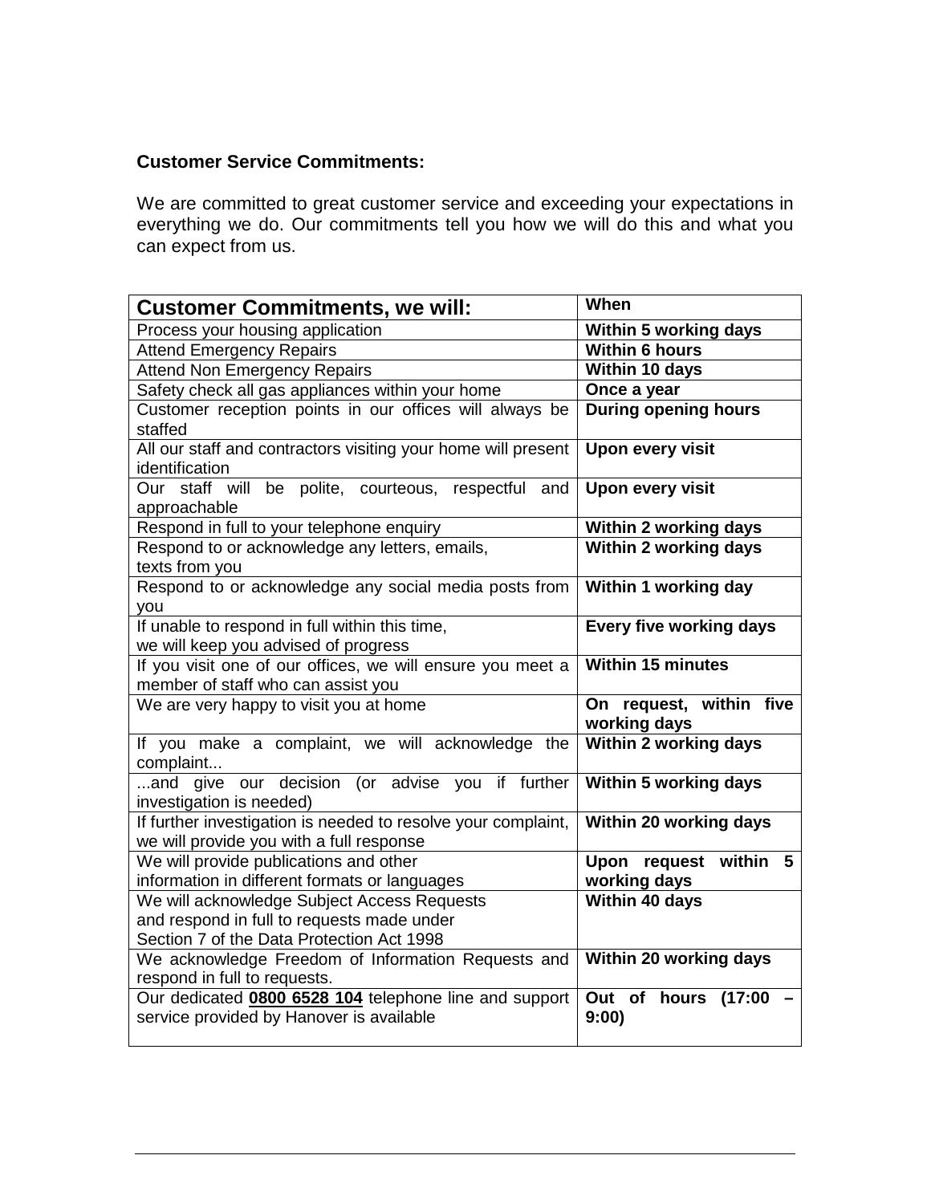**Customer Service Commitments:**

We are committed to great customer service and exceeding your expectations in everything we do. Our commitments tell you how we will do this and what you can expect from us.

| Customer Commitments, we will: | When |
|---|---|
| Process your housing application | **Within 5 working days** |
| Attend Emergency Repairs | **Within 6 hours** |
| Attend Non Emergency Repairs | **Within 10 days** |
| Safety check all gas appliances within your home | **Once a year** |
| Customer reception points in our offices will always be staffed | **During opening hours** |
| All our staff and contractors visiting your home will present identification | **Upon every visit** |
| Our staff will be polite, courteous, respectful and approachable | **Upon every visit** |
| Respond in full to your telephone enquiry | **Within 2 working days** |
| Respond to or acknowledge any letters, emails, texts from you | **Within 2 working days** |
| Respond to or acknowledge any social media posts from you | **Within 1 working day** |
| If unable to respond in full within this time, we will keep you advised of progress | **Every five working days** |
| If you visit one of our offices, we will ensure you meet a member of staff who can assist you | **Within 15 minutes** |
| We are very happy to visit you at home | **On request, within five working days** |
| If you make a complaint, we will acknowledge the complaint... | **Within 2 working days** |
| ...and give our decision (or advise you if further investigation is needed) | **Within 5 working days** |
| If further investigation is needed to resolve your complaint, we will provide you with a full response | **Within 20 working days** |
| We will provide publications and other information in different formats or languages | **Upon request within 5 working days** |
| We will acknowledge Subject Access Requests and respond in full to requests made under Section 7 of the Data Protection Act 1998 | **Within 40 days** |
| We acknowledge Freedom of Information Requests and respond in full to requests. | **Within 20 working days** |
| Our dedicated **0800 6528 104** telephone line and support service provided by Hanover is available | **Out of hours (17:00 – 9:00)** |